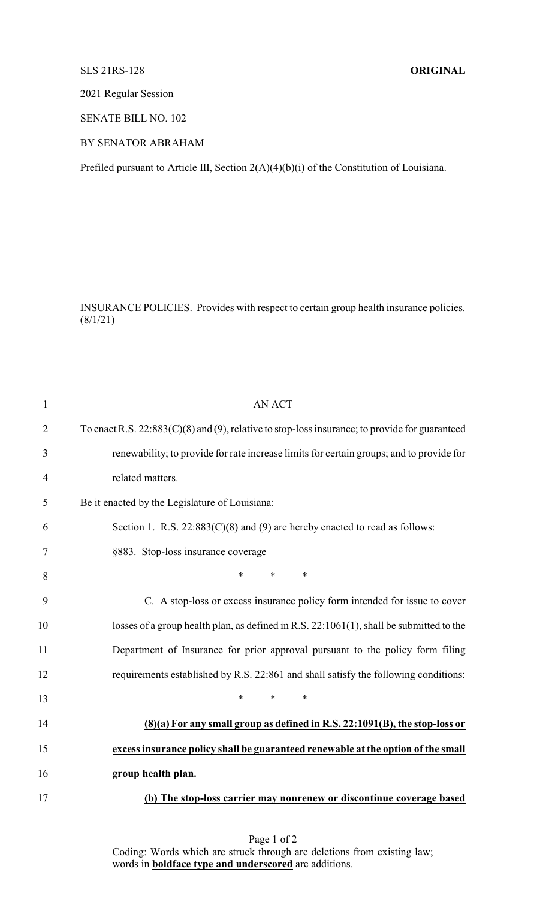SLS 21RS-128 **ORIGINAL**

2021 Regular Session

SENATE BILL NO. 102

BY SENATOR ABRAHAM

Prefiled pursuant to Article III, Section 2(A)(4)(b)(i) of the Constitution of Louisiana.

INSURANCE POLICIES. Provides with respect to certain group health insurance policies. (8/1/21)

1 AN ACT

2 To enact R.S. 22:883(C)(8) and (9), relative to stop-loss insurance; to provide for guaranteed

3 renewability; to provide for rate increase limits for certain groups; and to provide for

4 related matters.

5 Be it enacted by the Legislature of Louisiana:

6 Section 1. R.S. 22:883(C)(8) and (9) are hereby enacted to read as follows:

7 §883. Stop-loss insurance coverage

8 * * *

9 C. A stop-loss or excess insurance policy form intended for issue to cover

10 losses of a group health plan, as defined in R.S. 22:1061(1), shall be submitted to the

11 Department of Insurance for prior approval pursuant to the policy form filing

12 requirements established by R.S. 22:861 and shall satisfy the following conditions:

13 * * *

14 **<u>(8)(a) For any small group as defined in R.S. 22:1091(B), the stop-loss or</u>**

15 **<u>excess insurance policy shall be guaranteed renewable at the option of the small</u>**

16 **<u>group health plan.</u>**

17 **<u>(b) The stop-loss carrier may nonrenew or discontinue coverage based</u>**

Coding: Words which are ~~struck through~~ are deletions from existing law; words in **<u>boldface type and underscored</u>** are additions.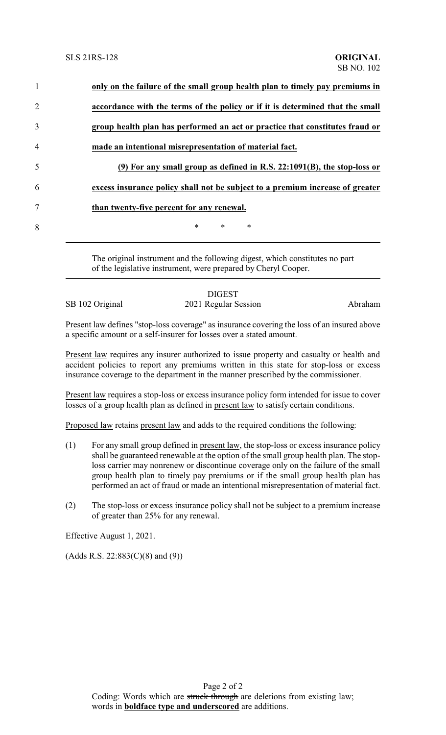**only on the failure of the small group health plan to timely pay premiums in accordance with the terms of the policy or if it is determined that the small group health plan has performed an act or practice that constitutes fraud or made an intentional misrepresentation of material fact.**

**(9) For any small group as defined in R.S. 22:1091(B), the stop-loss or excess insurance policy shall not be subject to a premium increase of greater than twenty-five percent for any renewal.**

\* \* \*

The original instrument and the following digest, which constitutes no part of the legislative instrument, were prepared by Cheryl Cooper.

DIGEST

SB 102 Original — 2021 Regular Session — Abraham

Present law defines "stop-loss coverage" as insurance covering the loss of an insured above a specific amount or a self-insurer for losses over a stated amount.

Present law requires any insurer authorized to issue property and casualty or health and accident policies to report any premiums written in this state for stop-loss or excess insurance coverage to the department in the manner prescribed by the commissioner.

Present law requires a stop-loss or excess insurance policy form intended for issue to cover losses of a group health plan as defined in present law to satisfy certain conditions.

Proposed law retains present law and adds to the required conditions the following:

(1) For any small group defined in present law, the stop-loss or excess insurance policy shall be guaranteed renewable at the option of the small group health plan. The stop-loss carrier may nonrenew or discontinue coverage only on the failure of the small group health plan to timely pay premiums or if the small group health plan has performed an act of fraud or made an intentional misrepresentation of material fact.

(2) The stop-loss or excess insurance policy shall not be subject to a premium increase of greater than 25% for any renewal.

Effective August 1, 2021.

(Adds R.S. 22:883(C)(8) and (9))

Coding: Words which are ~~struck through~~ are deletions from existing law; words in **boldface type and underscored** are additions.